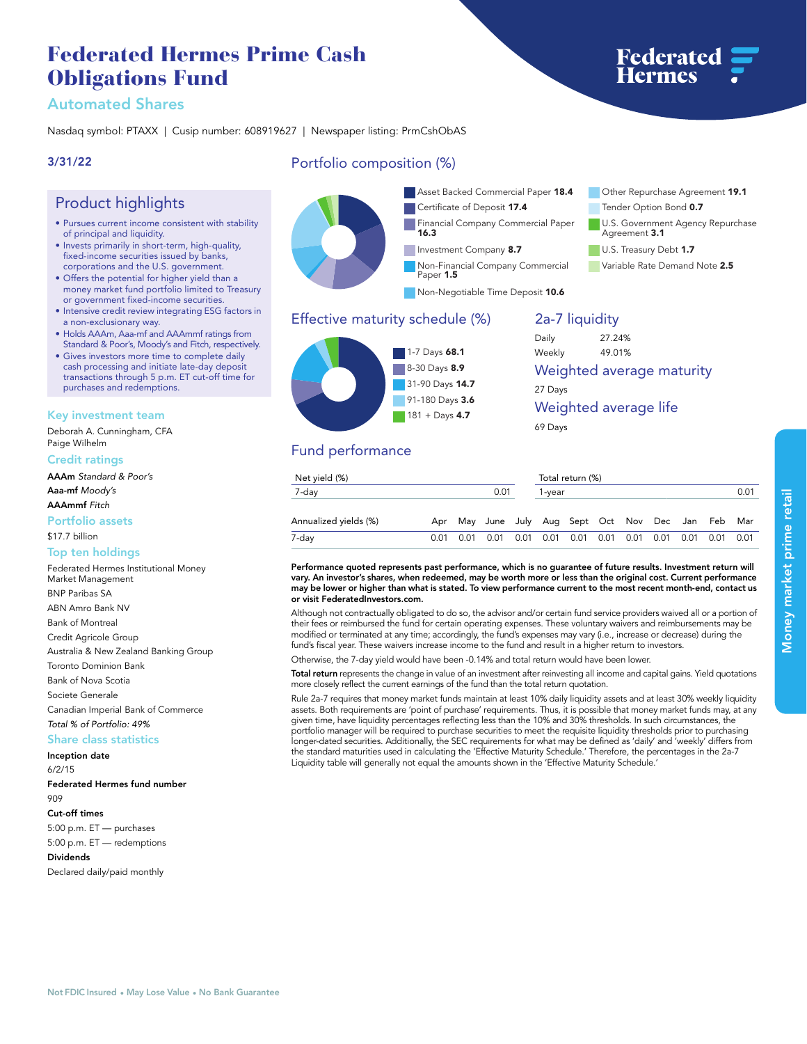# Federated Hermes Prime Cash Obligations Fund

## Automated Shares

Nasdaq symbol: PTAXX | Cusip number: 608919627 | Newspaper listing: PrmCshObAS

**3/31/22**

## Product highlights

- Pursues current income consistent with stability of principal and liquidity.
- Invests primarily in short-term, high-quality, fixed-income securities issued by banks, corporations and the U.S. government.
- Offers the potential for higher yield than a money market fund portfolio limited to Treasury or government fixed-income securities.
- Intensive credit review integrating ESG factors in a non-exclusionary way.
- Holds AAAm, Aaa-mf and AAAmmf ratings from Standard & Poor's, Moody's and Fitch, respectively.
- Gives investors more time to complete daily cash processing and initiate late-day deposit transactions through 5 p.m. ET cut-off time for purchases and redemptions.

### Key investment team

Deborah A. Cunningham, CFA
Paige Wilhelm

### Credit ratings

**AAAm** *Standard & Poor's*
**Aaa-mf** *Moody's*
**AAAmmf** *Fitch*

### Portfolio assets

$17.7 billion

### Top ten holdings

Federated Hermes Institutional Money Market Management
BNP Paribas SA
ABN Amro Bank NV
Bank of Montreal
Credit Agricole Group
Australia & New Zealand Banking Group
Toronto Dominion Bank
Bank of Nova Scotia
Societe Generale
Canadian Imperial Bank of Commerce
*Total % of Portfolio: 49%*

### Share class statistics

**Inception date**
6/2/15

**Federated Hermes fund number**
909

**Cut-off times**
5:00 p.m. ET — purchases
5:00 p.m. ET — redemptions

**Dividends**
Declared daily/paid monthly

## Portfolio composition (%)

- Asset Backed Commercial Paper **18.4**
- Certificate of Deposit **17.4**
- Financial Company Commercial Paper **16.3**
- Investment Company **8.7**
- Non-Financial Company Commercial Paper **1.5**
- Non-Negotiable Time Deposit **10.6**
- Other Repurchase Agreement **19.1**
- Tender Option Bond **0.7**
- U.S. Government Agency Repurchase Agreement **3.1**
- U.S. Treasury Debt **1.7**
- Variable Rate Demand Note **2.5**

## Effective maturity schedule (%)

- 1-7 Days **68.1**
- 8-30 Days **8.9**
- 31-90 Days **14.7**
- 91-180 Days **3.6**
- 181 + Days **4.7**

## 2a-7 liquidity

| | |
|---|---|
| Daily | 27.24% |
| Weekly | 49.01% |

## Weighted average maturity

27 Days

## Weighted average life

69 Days

## Fund performance

| Net yield (%) | | Total return (%) | |
|---|---|---|---|
| 7-day | 0.01 | 1-year | 0.01 |

| Annualized yields (%) | Apr | May | June | July | Aug | Sept | Oct | Nov | Dec | Jan | Feb | Mar |
|---|---|---|---|---|---|---|---|---|---|---|---|---|
| 7-day | 0.01 | 0.01 | 0.01 | 0.01 | 0.01 | 0.01 | 0.01 | 0.01 | 0.01 | 0.01 | 0.01 | 0.01 |

**Performance quoted represents past performance, which is no guarantee of future results. Investment return will vary. An investor's shares, when redeemed, may be worth more or less than the original cost. Current performance may be lower or higher than what is stated. To view performance current to the most recent month-end, contact us or visit FederatedInvestors.com.**

Although not contractually obligated to do so, the advisor and/or certain fund service providers waived all or a portion of their fees or reimbursed the fund for certain operating expenses. These voluntary waivers and reimbursements may be modified or terminated at any time; accordingly, the fund's expenses may vary (i.e., increase or decrease) during the fund's fiscal year. These waivers increase income to the fund and result in a higher return to investors.

Otherwise, the 7-day yield would have been -0.14% and total return would have been lower.

**Total return** represents the change in value of an investment after reinvesting all income and capital gains. Yield quotations more closely reflect the current earnings of the fund than the total return quotation.

Rule 2a-7 requires that money market funds maintain at least 10% daily liquidity assets and at least 30% weekly liquidity assets. Both requirements are 'point of purchase' requirements. Thus, it is possible that money market funds may, at any given time, have liquidity percentages reflecting less than the 10% and 30% thresholds. In such circumstances, the portfolio manager will be required to purchase securities to meet the requisite liquidity thresholds prior to purchasing longer-dated securities. Additionally, the SEC requirements for what may be defined as 'daily' and 'weekly' differs from the standard maturities used in calculating the 'Effective Maturity Schedule.' Therefore, the percentages in the 2a-7 Liquidity table will generally not equal the amounts shown in the 'Effective Maturity Schedule.'

Money market prime retail

Not FDIC Insured • May Lose Value • No Bank Guarantee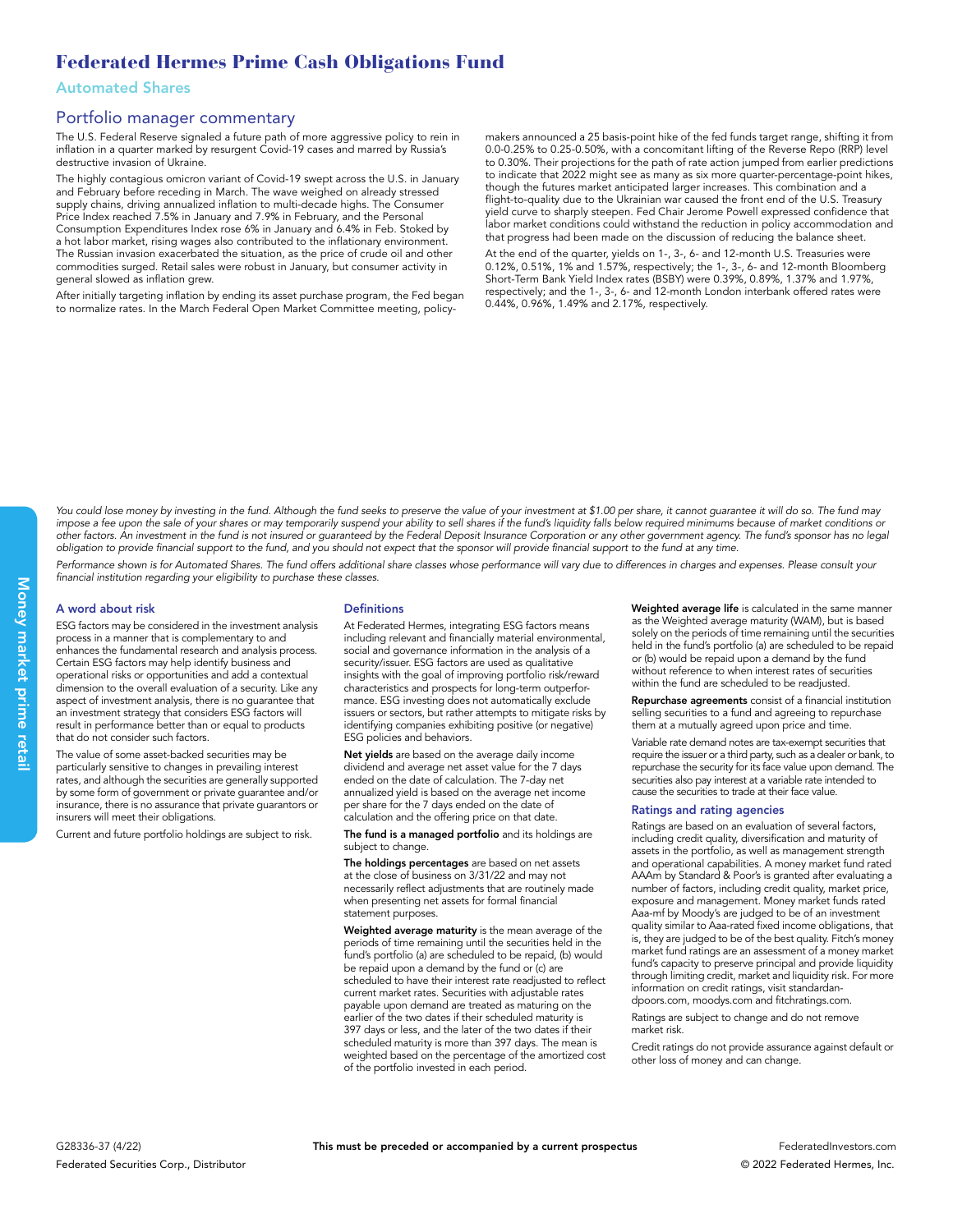# Federated Hermes Prime Cash Obligations Fund

## Automated Shares

## Portfolio manager commentary

The U.S. Federal Reserve signaled a future path of more aggressive policy to rein in inflation in a quarter marked by resurgent Covid-19 cases and marred by Russia's destructive invasion of Ukraine.

The highly contagious omicron variant of Covid-19 swept across the U.S. in January and February before receding in March. The wave weighed on already stressed supply chains, driving annualized inflation to multi-decade highs. The Consumer Price Index reached 7.5% in January and 7.9% in February, and the Personal Consumption Expenditures Index rose 6% in January and 6.4% in Feb. Stoked by a hot labor market, rising wages also contributed to the inflationary environment. The Russian invasion exacerbated the situation, as the price of crude oil and other commodities surged. Retail sales were robust in January, but consumer activity in general slowed as inflation grew.

After initially targeting inflation by ending its asset purchase program, the Fed began to normalize rates. In the March Federal Open Market Committee meeting, policy-makers announced a 25 basis-point hike of the fed funds target range, shifting it from 0.0-0.25% to 0.25-0.50%, with a concomitant lifting of the Reverse Repo (RRP) level to 0.30%. Their projections for the path of rate action jumped from earlier predictions to indicate that 2022 might see as many as six more quarter-percentage-point hikes, though the futures market anticipated larger increases. This combination and a flight-to-quality due to the Ukrainian war caused the front end of the U.S. Treasury yield curve to sharply steepen. Fed Chair Jerome Powell expressed confidence that labor market conditions could withstand the reduction in policy accommodation and that progress had been made on the discussion of reducing the balance sheet.

At the end of the quarter, yields on 1-, 3-, 6- and 12-month U.S. Treasuries were 0.12%, 0.51%, 1% and 1.57%, respectively; the 1-, 3-, 6- and 12-month Bloomberg Short-Term Bank Yield Index rates (BSBY) were 0.39%, 0.89%, 1.37% and 1.97%, respectively; and the 1-, 3-, 6- and 12-month London interbank offered rates were 0.44%, 0.96%, 1.49% and 2.17%, respectively.

*You could lose money by investing in the fund. Although the fund seeks to preserve the value of your investment at $1.00 per share, it cannot guarantee it will do so. The fund may impose a fee upon the sale of your shares or may temporarily suspend your ability to sell shares if the fund's liquidity falls below required minimums because of market conditions or other factors. An investment in the fund is not insured or guaranteed by the Federal Deposit Insurance Corporation or any other government agency. The fund's sponsor has no legal obligation to provide financial support to the fund, and you should not expect that the sponsor will provide financial support to the fund at any time.*

*Performance shown is for Automated Shares. The fund offers additional share classes whose performance will vary due to differences in charges and expenses. Please consult your financial institution regarding your eligibility to purchase these classes.*

Money market prime retail

### A word about risk

ESG factors may be considered in the investment analysis process in a manner that is complementary to and enhances the fundamental research and analysis process. Certain ESG factors may help identify business and operational risks or opportunities and add a contextual dimension to the overall evaluation of a security. Like any aspect of investment analysis, there is no guarantee that an investment strategy that considers ESG factors will result in performance better than or equal to products that do not consider such factors.

The value of some asset-backed securities may be particularly sensitive to changes in prevailing interest rates, and although the securities are generally supported by some form of government or private guarantee and/or insurance, there is no assurance that private guarantors or insurers will meet their obligations.

Current and future portfolio holdings are subject to risk.

### Definitions

At Federated Hermes, integrating ESG factors means including relevant and financially material environmental, social and governance information in the analysis of a security/issuer. ESG factors are used as qualitative insights with the goal of improving portfolio risk/reward characteristics and prospects for long-term outperformance. ESG investing does not automatically exclude issuers or sectors, but rather attempts to mitigate risks by identifying companies exhibiting positive (or negative) ESG policies and behaviors.

**Net yields** are based on the average daily income dividend and average net asset value for the 7 days ended on the date of calculation. The 7-day net annualized yield is based on the average net income per share for the 7 days ended on the date of calculation and the offering price on that date.

**The fund is a managed portfolio** and its holdings are subject to change.

**The holdings percentages** are based on net assets at the close of business on 3/31/22 and may not necessarily reflect adjustments that are routinely made when presenting net assets for formal financial statement purposes.

**Weighted average maturity** is the mean average of the periods of time remaining until the securities held in the fund's portfolio (a) are scheduled to be repaid, (b) would be repaid upon a demand by the fund or (c) are scheduled to have their interest rate readjusted to reflect current market rates. Securities with adjustable rates payable upon demand are treated as maturing on the earlier of the two dates if their scheduled maturity is 397 days or less, and the later of the two dates if their scheduled maturity is more than 397 days. The mean is weighted based on the percentage of the amortized cost of the portfolio invested in each period.

**Weighted average life** is calculated in the same manner as the Weighted average maturity (WAM), but is based solely on the periods of time remaining until the securities held in the fund's portfolio (a) are scheduled to be repaid or (b) would be repaid upon a demand by the fund without reference to when interest rates of securities within the fund are scheduled to be readjusted.

**Repurchase agreements** consist of a financial institution selling securities to a fund and agreeing to repurchase them at a mutually agreed upon price and time.

Variable rate demand notes are tax-exempt securities that require the issuer or a third party, such as a dealer or bank, to repurchase the security for its face value upon demand. The securities also pay interest at a variable rate intended to cause the securities to trade at their face value.

### Ratings and rating agencies

Ratings are based on an evaluation of several factors, including credit quality, diversification and maturity of assets in the portfolio, as well as management strength and operational capabilities. A money market fund rated AAAm by Standard & Poor's is granted after evaluating a number of factors, including credit quality, market price, exposure and management. Money market funds rated Aaa-mf by Moody's are judged to be of an investment quality similar to Aaa-rated fixed income obligations, that is, they are judged to be of the best quality. Fitch's money market fund ratings are an assessment of a money market fund's capacity to preserve principal and provide liquidity through limiting credit, market and liquidity risk. For more information on credit ratings, visit standardandpoors.com, moodys.com and fitchratings.com.

Ratings are subject to change and do not remove market risk.

Credit ratings do not provide assurance against default or other loss of money and can change.

G28336-37 (4/22)

Federated Securities Corp., Distributor

**This must be preceded or accompanied by a current prospectus**

FederatedInvestors.com

© 2022 Federated Hermes, Inc.